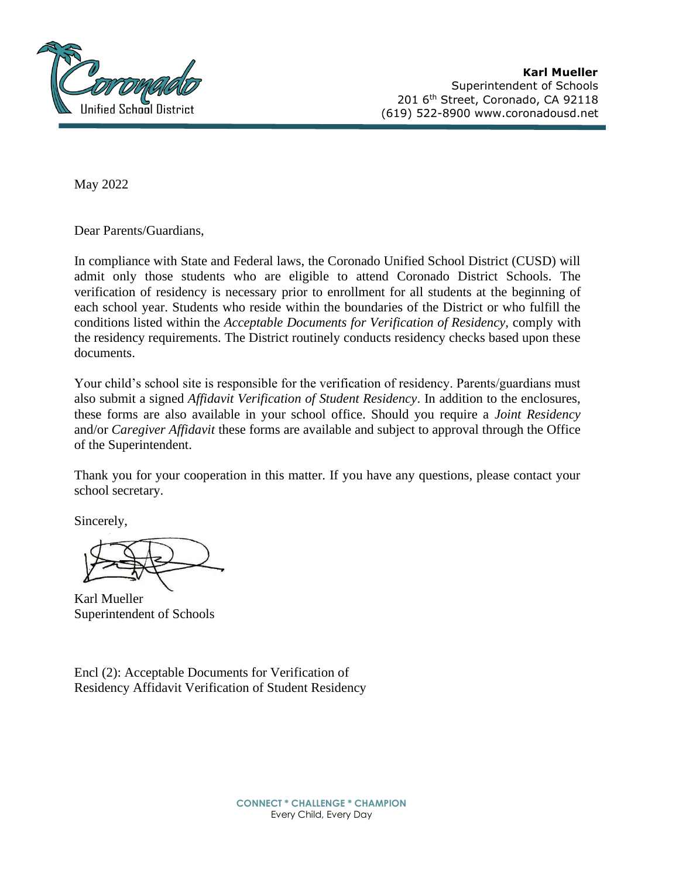Coronado Unified School District

**Karl Mueller**
Superintendent of Schools
201 6th Street, Coronado, CA 92118
(619) 522-8900 www.coronadousd.net

May 2022

Dear Parents/Guardians,

In compliance with State and Federal laws, the Coronado Unified School District (CUSD) will admit only those students who are eligible to attend Coronado District Schools. The verification of residency is necessary prior to enrollment for all students at the beginning of each school year. Students who reside within the boundaries of the District or who fulfill the conditions listed within the *Acceptable Documents for Verification of Residency*, comply with the residency requirements. The District routinely conducts residency checks based upon these documents.

Your child's school site is responsible for the verification of residency. Parents/guardians must also submit a signed *Affidavit Verification of Student Residency*. In addition to the enclosures, these forms are also available in your school office. Should you require a *Joint Residency* and/or *Caregiver Affidavit* these forms are available and subject to approval through the Office of the Superintendent.

Thank you for your cooperation in this matter. If you have any questions, please contact your school secretary.

Sincerely,

Karl Mueller
Superintendent of Schools

Encl (2): Acceptable Documents for Verification of
Residency Affidavit Verification of Student Residency

**CONNECT * CHALLENGE * CHAMPION**
Every Child, Every Day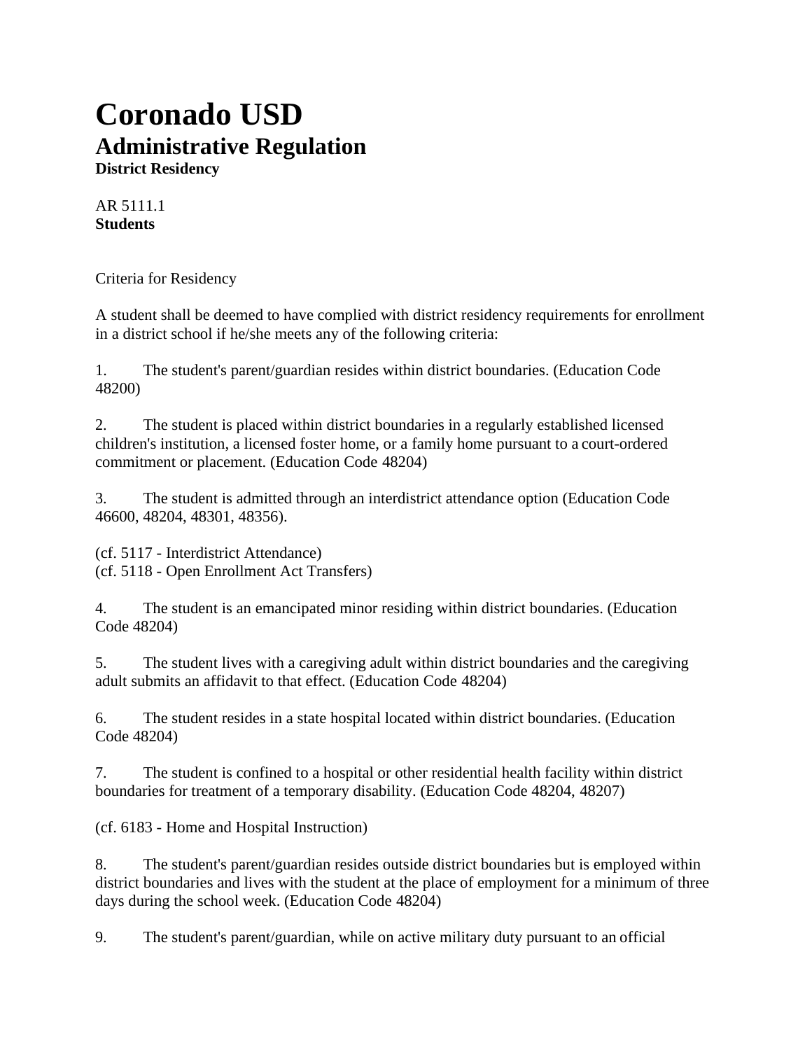# Coronado USD

## Administrative Regulation

**District Residency**

AR 5111.1
**Students**

Criteria for Residency

A student shall be deemed to have complied with district residency requirements for enrollment in a district school if he/she meets any of the following criteria:

1. The student's parent/guardian resides within district boundaries. (Education Code 48200)

2. The student is placed within district boundaries in a regularly established licensed children's institution, a licensed foster home, or a family home pursuant to a court-ordered commitment or placement. (Education Code 48204)

3. The student is admitted through an interdistrict attendance option (Education Code 46600, 48204, 48301, 48356).

(cf. 5117 - Interdistrict Attendance)
(cf. 5118 - Open Enrollment Act Transfers)

4. The student is an emancipated minor residing within district boundaries. (Education Code 48204)

5. The student lives with a caregiving adult within district boundaries and the caregiving adult submits an affidavit to that effect. (Education Code 48204)

6. The student resides in a state hospital located within district boundaries. (Education Code 48204)

7. The student is confined to a hospital or other residential health facility within district boundaries for treatment of a temporary disability. (Education Code 48204, 48207)

(cf. 6183 - Home and Hospital Instruction)

8. The student's parent/guardian resides outside district boundaries but is employed within district boundaries and lives with the student at the place of employment for a minimum of three days during the school week. (Education Code 48204)

9. The student's parent/guardian, while on active military duty pursuant to an official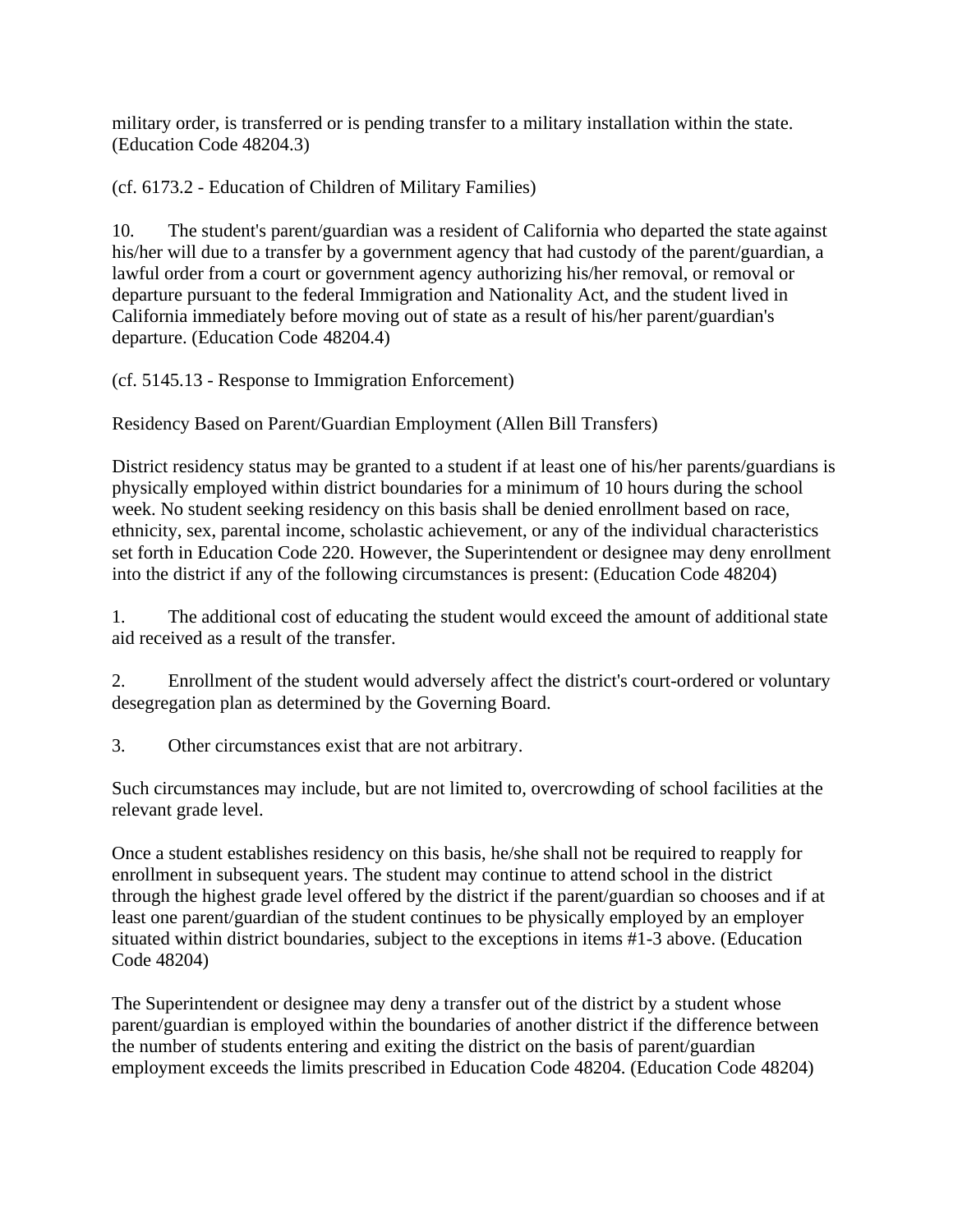military order, is transferred or is pending transfer to a military installation within the state. (Education Code 48204.3)

(cf. 6173.2 - Education of Children of Military Families)

10. The student's parent/guardian was a resident of California who departed the state against his/her will due to a transfer by a government agency that had custody of the parent/guardian, a lawful order from a court or government agency authorizing his/her removal, or removal or departure pursuant to the federal Immigration and Nationality Act, and the student lived in California immediately before moving out of state as a result of his/her parent/guardian's departure. (Education Code 48204.4)

(cf. 5145.13 - Response to Immigration Enforcement)

Residency Based on Parent/Guardian Employment (Allen Bill Transfers)

District residency status may be granted to a student if at least one of his/her parents/guardians is physically employed within district boundaries for a minimum of 10 hours during the school week. No student seeking residency on this basis shall be denied enrollment based on race, ethnicity, sex, parental income, scholastic achievement, or any of the individual characteristics set forth in Education Code 220. However, the Superintendent or designee may deny enrollment into the district if any of the following circumstances is present: (Education Code 48204)

1. The additional cost of educating the student would exceed the amount of additional state aid received as a result of the transfer.

2. Enrollment of the student would adversely affect the district's court-ordered or voluntary desegregation plan as determined by the Governing Board.

3. Other circumstances exist that are not arbitrary.

Such circumstances may include, but are not limited to, overcrowding of school facilities at the relevant grade level.

Once a student establishes residency on this basis, he/she shall not be required to reapply for enrollment in subsequent years. The student may continue to attend school in the district through the highest grade level offered by the district if the parent/guardian so chooses and if at least one parent/guardian of the student continues to be physically employed by an employer situated within district boundaries, subject to the exceptions in items #1-3 above. (Education Code 48204)

The Superintendent or designee may deny a transfer out of the district by a student whose parent/guardian is employed within the boundaries of another district if the difference between the number of students entering and exiting the district on the basis of parent/guardian employment exceeds the limits prescribed in Education Code 48204. (Education Code 48204)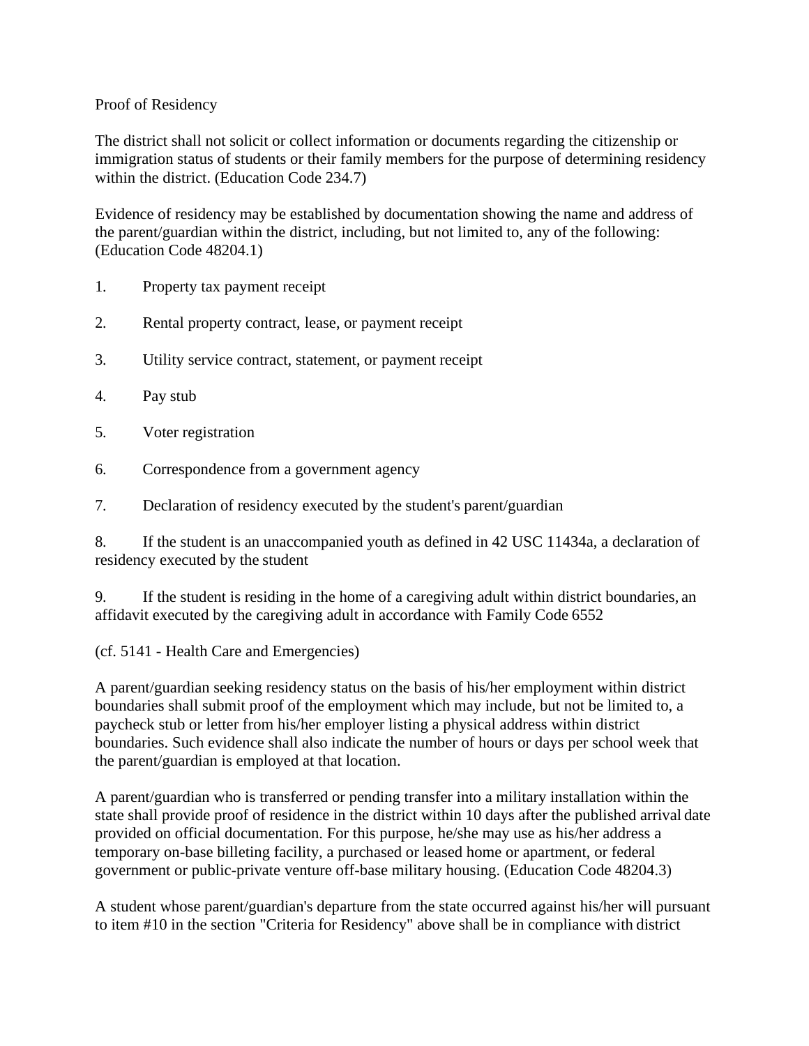Proof of Residency

The district shall not solicit or collect information or documents regarding the citizenship or immigration status of students or their family members for the purpose of determining residency within the district. (Education Code 234.7)

Evidence of residency may be established by documentation showing the name and address of the parent/guardian within the district, including, but not limited to, any of the following: (Education Code 48204.1)

1. Property tax payment receipt

2. Rental property contract, lease, or payment receipt

3. Utility service contract, statement, or payment receipt

4. Pay stub

5. Voter registration

6. Correspondence from a government agency

7. Declaration of residency executed by the student's parent/guardian

8. If the student is an unaccompanied youth as defined in 42 USC 11434a, a declaration of residency executed by the student

9. If the student is residing in the home of a caregiving adult within district boundaries, an affidavit executed by the caregiving adult in accordance with Family Code 6552

(cf. 5141 - Health Care and Emergencies)

A parent/guardian seeking residency status on the basis of his/her employment within district boundaries shall submit proof of the employment which may include, but not be limited to, a paycheck stub or letter from his/her employer listing a physical address within district boundaries. Such evidence shall also indicate the number of hours or days per school week that the parent/guardian is employed at that location.

A parent/guardian who is transferred or pending transfer into a military installation within the state shall provide proof of residence in the district within 10 days after the published arrival date provided on official documentation. For this purpose, he/she may use as his/her address a temporary on-base billeting facility, a purchased or leased home or apartment, or federal government or public-private venture off-base military housing. (Education Code 48204.3)

A student whose parent/guardian's departure from the state occurred against his/her will pursuant to item #10 in the section "Criteria for Residency" above shall be in compliance with district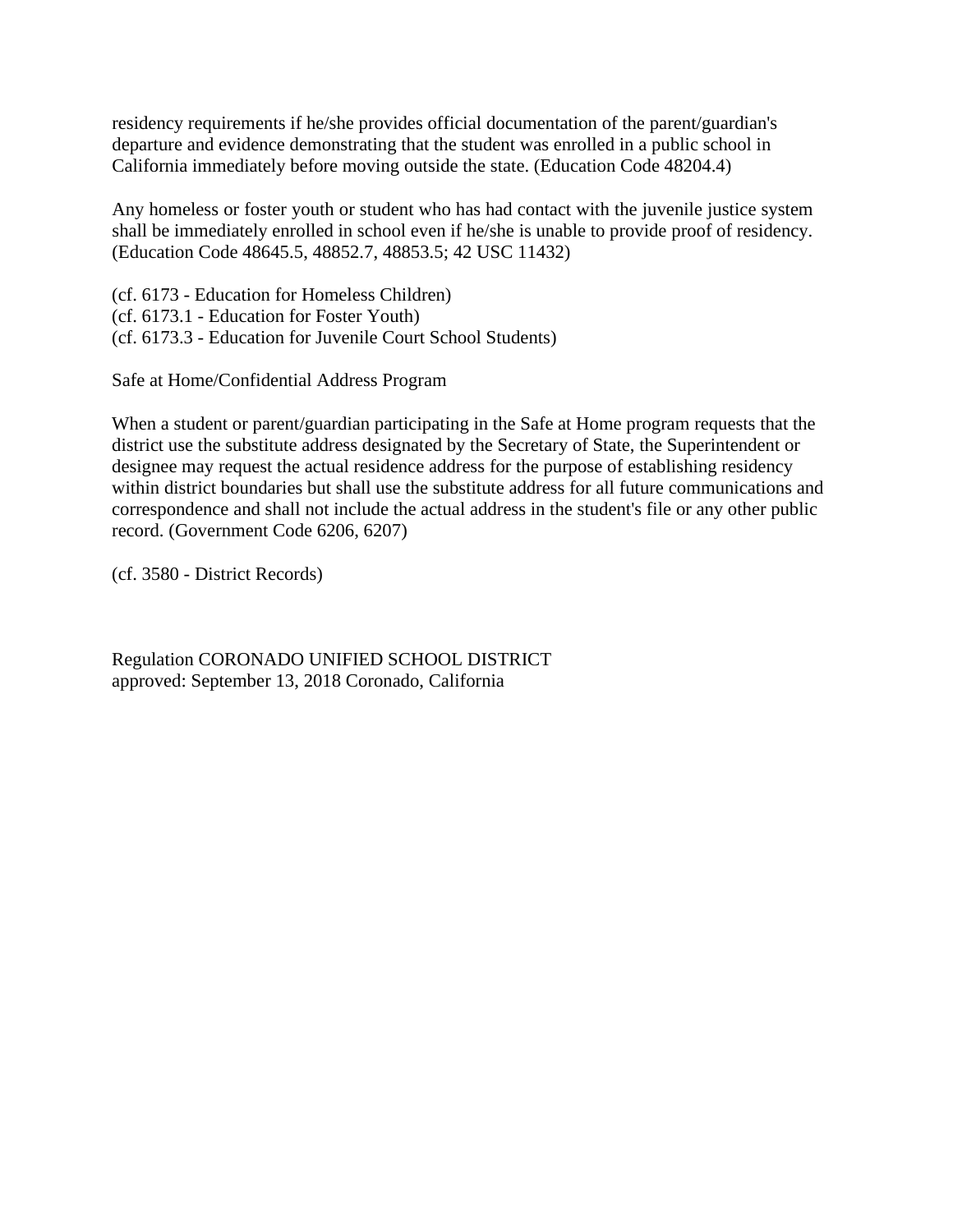residency requirements if he/she provides official documentation of the parent/guardian's departure and evidence demonstrating that the student was enrolled in a public school in California immediately before moving outside the state. (Education Code 48204.4)

Any homeless or foster youth or student who has had contact with the juvenile justice system shall be immediately enrolled in school even if he/she is unable to provide proof of residency. (Education Code 48645.5, 48852.7, 48853.5; 42 USC 11432)

(cf. 6173 - Education for Homeless Children)
(cf. 6173.1 - Education for Foster Youth)
(cf. 6173.3 - Education for Juvenile Court School Students)

Safe at Home/Confidential Address Program

When a student or parent/guardian participating in the Safe at Home program requests that the district use the substitute address designated by the Secretary of State, the Superintendent or designee may request the actual residence address for the purpose of establishing residency within district boundaries but shall use the substitute address for all future communications and correspondence and shall not include the actual address in the student's file or any other public record. (Government Code 6206, 6207)

(cf. 3580 - District Records)

Regulation CORONADO UNIFIED SCHOOL DISTRICT
approved: September 13, 2018 Coronado, California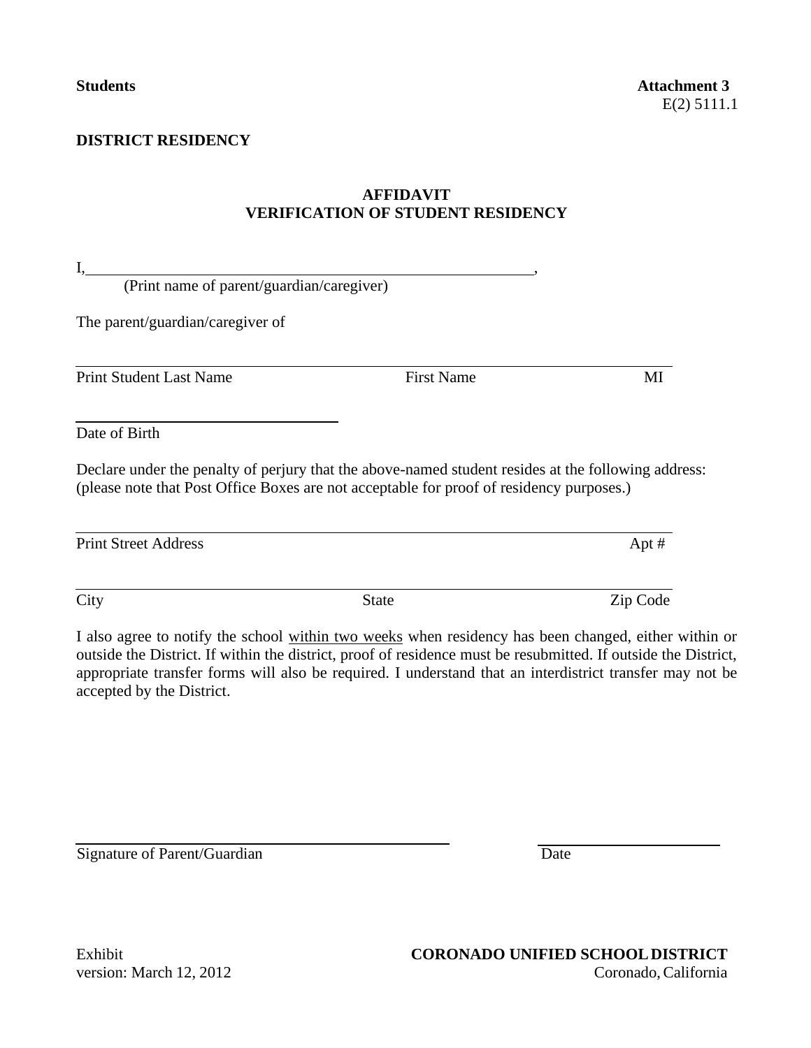**Students** **Attachment 3**
E(2) 5111.1

**DISTRICT RESIDENCY**

## AFFIDAVIT
## VERIFICATION OF STUDENT RESIDENCY

I,\_\_\_\_\_\_\_\_\_\_\_\_\_\_\_\_\_\_\_\_\_\_\_\_\_\_\_\_\_\_\_\_\_\_\_\_\_\_\_\_\_\_\_\_\_\_\_\_\_\_\_\_\_\_\_\_,
(Print name of parent/guardian/caregiver)

The parent/guardian/caregiver of

\_\_\_\_\_\_\_\_\_\_\_\_\_\_\_\_\_\_\_\_\_\_\_\_\_\_\_\_\_\_\_\_\_\_\_\_\_\_\_\_\_\_\_\_\_\_\_\_\_\_\_\_\_\_\_\_\_\_\_\_\_\_\_\_\_\_
Print Student Last Name First Name MI

\_\_\_\_\_\_\_\_\_\_\_\_\_\_\_\_\_\_\_\_\_\_\_\_\_\_\_\_\_\_\_\_
Date of Birth

Declare under the penalty of perjury that the above-named student resides at the following address: (please note that Post Office Boxes are not acceptable for proof of residency purposes.)

\_\_\_\_\_\_\_\_\_\_\_\_\_\_\_\_\_\_\_\_\_\_\_\_\_\_\_\_\_\_\_\_\_\_\_\_\_\_\_\_\_\_\_\_\_\_\_\_\_\_\_\_\_\_\_\_\_\_\_\_\_\_\_\_\_\_
Print Street Address Apt #

\_\_\_\_\_\_\_\_\_\_\_\_\_\_\_\_\_\_\_\_\_\_\_\_\_\_\_\_\_\_\_\_\_\_\_\_\_\_\_\_\_\_\_\_\_\_\_\_\_\_\_\_\_\_\_\_\_\_\_\_\_\_\_\_\_\_
City State Zip Code

I also agree to notify the school <u>within two weeks</u> when residency has been changed, either within or outside the District. If within the district, proof of residence must be resubmitted. If outside the District, appropriate transfer forms will also be required. I understand that an interdistrict transfer may not be accepted by the District.

\_\_\_\_\_\_\_\_\_\_\_\_\_\_\_\_\_\_\_\_\_\_\_\_\_\_\_\_\_\_\_\_\_\_\_\_\_\_\_\_\_\_\_ \_\_\_\_\_\_\_\_\_\_\_\_\_\_\_\_\_\_\_\_\_\_
Signature of Parent/Guardian Date

Exhibit
version: March 12, 2012

**CORONADO UNIFIED SCHOOL DISTRICT**
Coronado, California